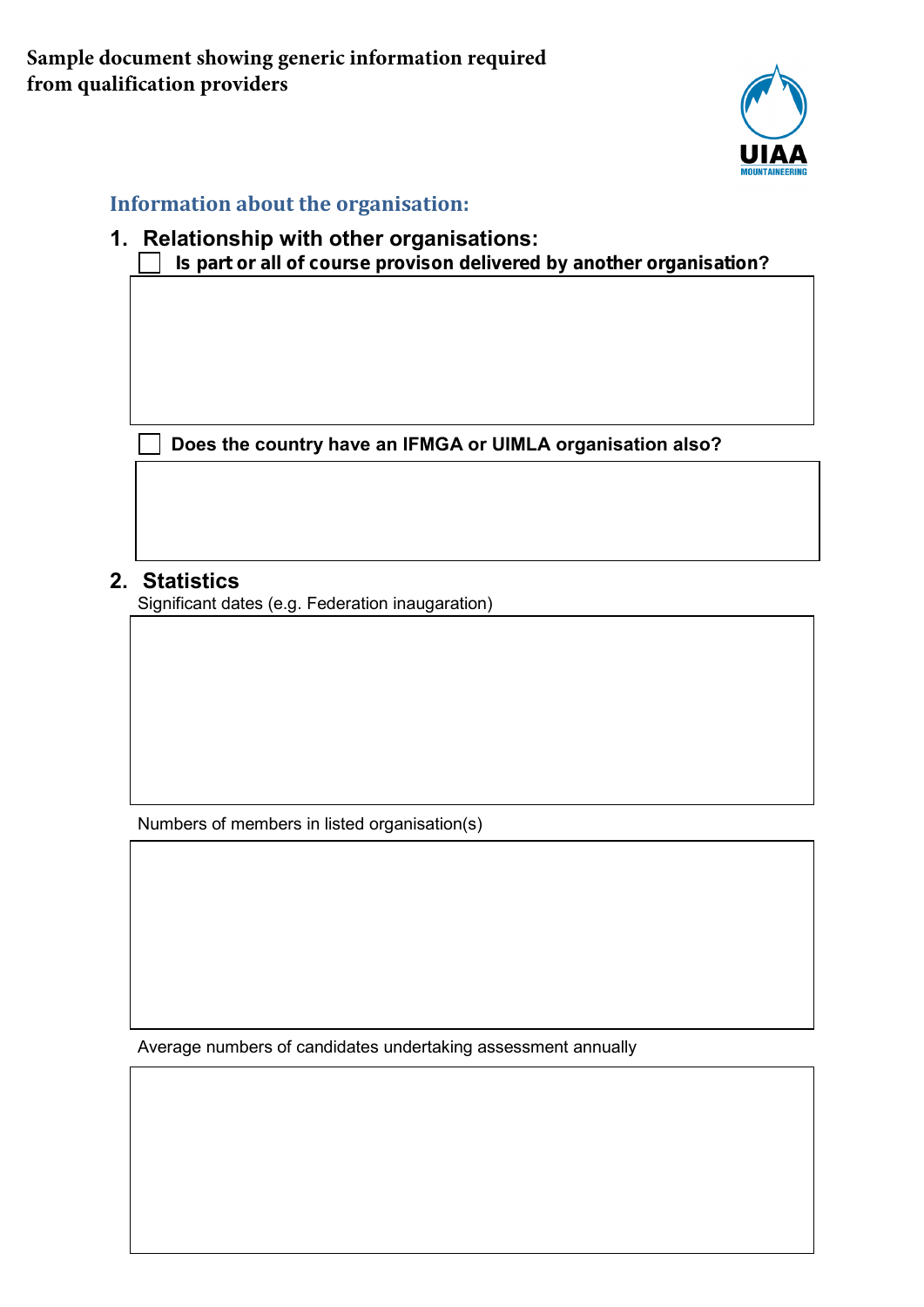**Sample document showing generic information required from qualification providers**

## Information about the organisation:

### 1. Relationship with other organisations:

- [ ] **Is part or all of course provison delivered by another organisation?**

- [ ] **Does the country have an IFMGA or UIMLA organisation also?**

### 2. Statistics

Significant dates (e.g. Federation inaugaration)

Numbers of members in listed organisation(s)

Average numbers of candidates undertaking assessment annually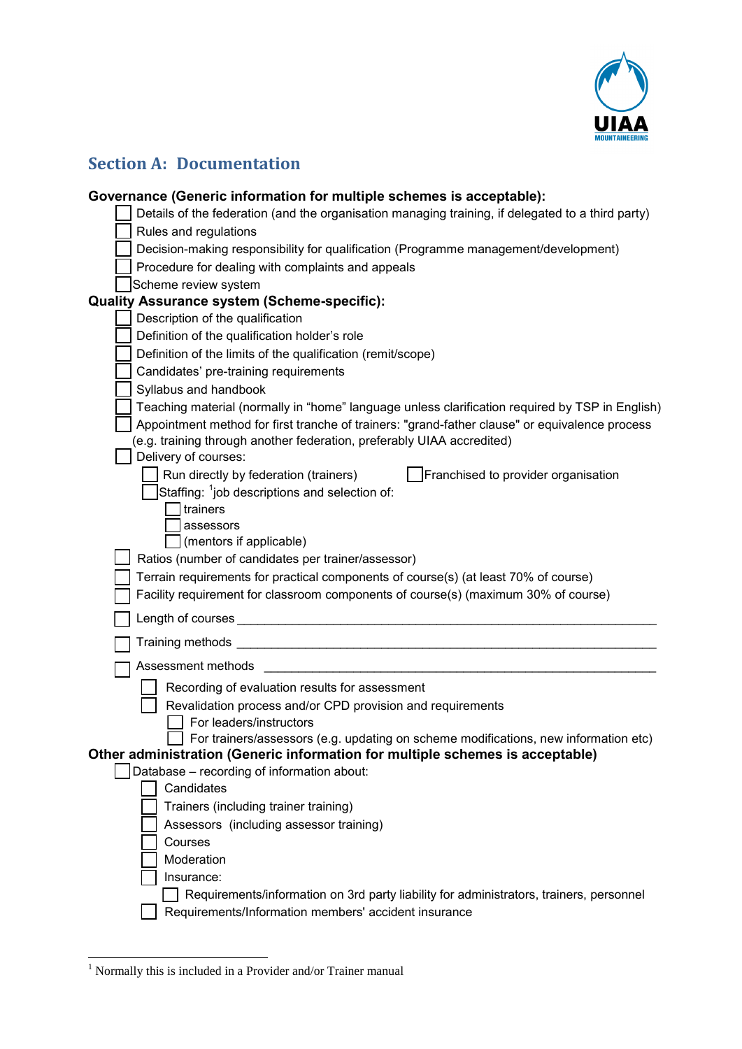## Section A: Documentation

**Governance (Generic information for multiple schemes is acceptable):**

- [ ] Details of the federation (and the organisation managing training, if delegated to a third party)
- [ ] Rules and regulations
- [ ] Decision-making responsibility for qualification (Programme management/development)
- [ ] Procedure for dealing with complaints and appeals
- [ ] Scheme review system

**Quality Assurance system (Scheme-specific):**

- [ ] Description of the qualification
- [ ] Definition of the qualification holder's role
- [ ] Definition of the limits of the qualification (remit/scope)
- [ ] Candidates' pre-training requirements
- [ ] Syllabus and handbook
- [ ] Teaching material (normally in "home" language unless clarification required by TSP in English)
- [ ] Appointment method for first tranche of trainers: "grand-father clause" or equivalence process (e.g. training through another federation, preferably UIAA accredited)
- [ ] Delivery of courses:
  - [ ] Run directly by federation (trainers)
  - [ ] Franchised to provider organisation
  - [ ] Staffing: [1]job descriptions and selection of:
    - [ ] trainers
    - [ ] assessors
    - [ ] (mentors if applicable)
- [ ] Ratios (number of candidates per trainer/assessor)
- [ ] Terrain requirements for practical components of course(s) (at least 70% of course)
- [ ] Facility requirement for classroom components of course(s) (maximum 30% of course)
- [ ] Length of courses ______________________________________________________________
- [ ] Training methods ______________________________________________________________
- [ ] Assessment methods ___________________________________________________________
  - [ ] Recording of evaluation results for assessment
  - [ ] Revalidation process and/or CPD provision and requirements
    - [ ] For leaders/instructors
    - [ ] For trainers/assessors (e.g. updating on scheme modifications, new information etc)

**Other administration (Generic information for multiple schemes is acceptable)**

- [ ] Database – recording of information about:
  - [ ] Candidates
  - [ ] Trainers (including trainer training)
  - [ ] Assessors (including assessor training)
  - [ ] Courses
  - [ ] Moderation
  - [ ] Insurance:
    - [ ] Requirements/information on 3rd party liability for administrators, trainers, personnel
  - [ ] Requirements/Information members' accident insurance

[1] Normally this is included in a Provider and/or Trainer manual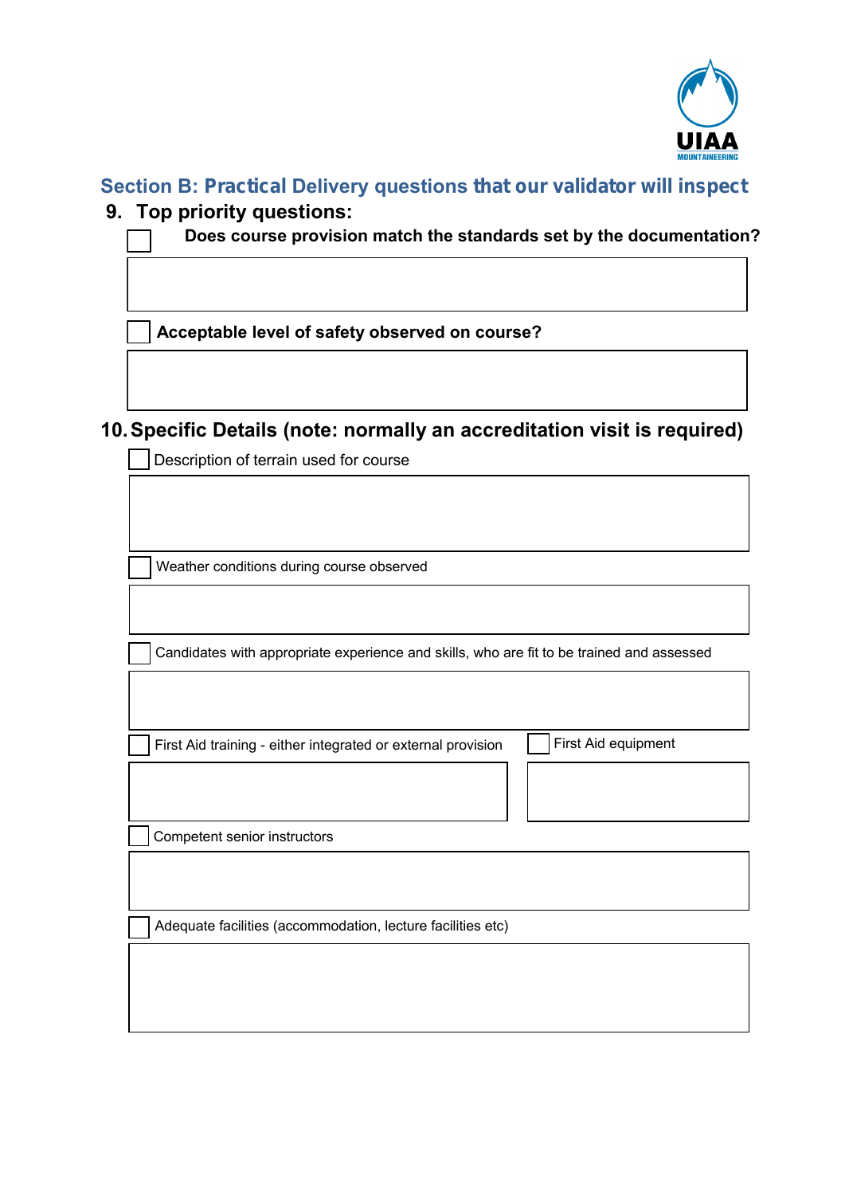## Section B: Practical Delivery questions that our validator will inspect

### 9. Top priority questions:

☐ **Does course provision match the standards set by the documentation?**

☐ **Acceptable level of safety observed on course?**

### 10. Specific Details (note: normally an accreditation visit is required)

☐ Description of terrain used for course

☐ Weather conditions during course observed

☐ Candidates with appropriate experience and skills, who are fit to be trained and assessed

☐ First Aid training - either integrated or external provision

☐ First Aid equipment

☐ Competent senior instructors

☐ Adequate facilities (accommodation, lecture facilities etc)